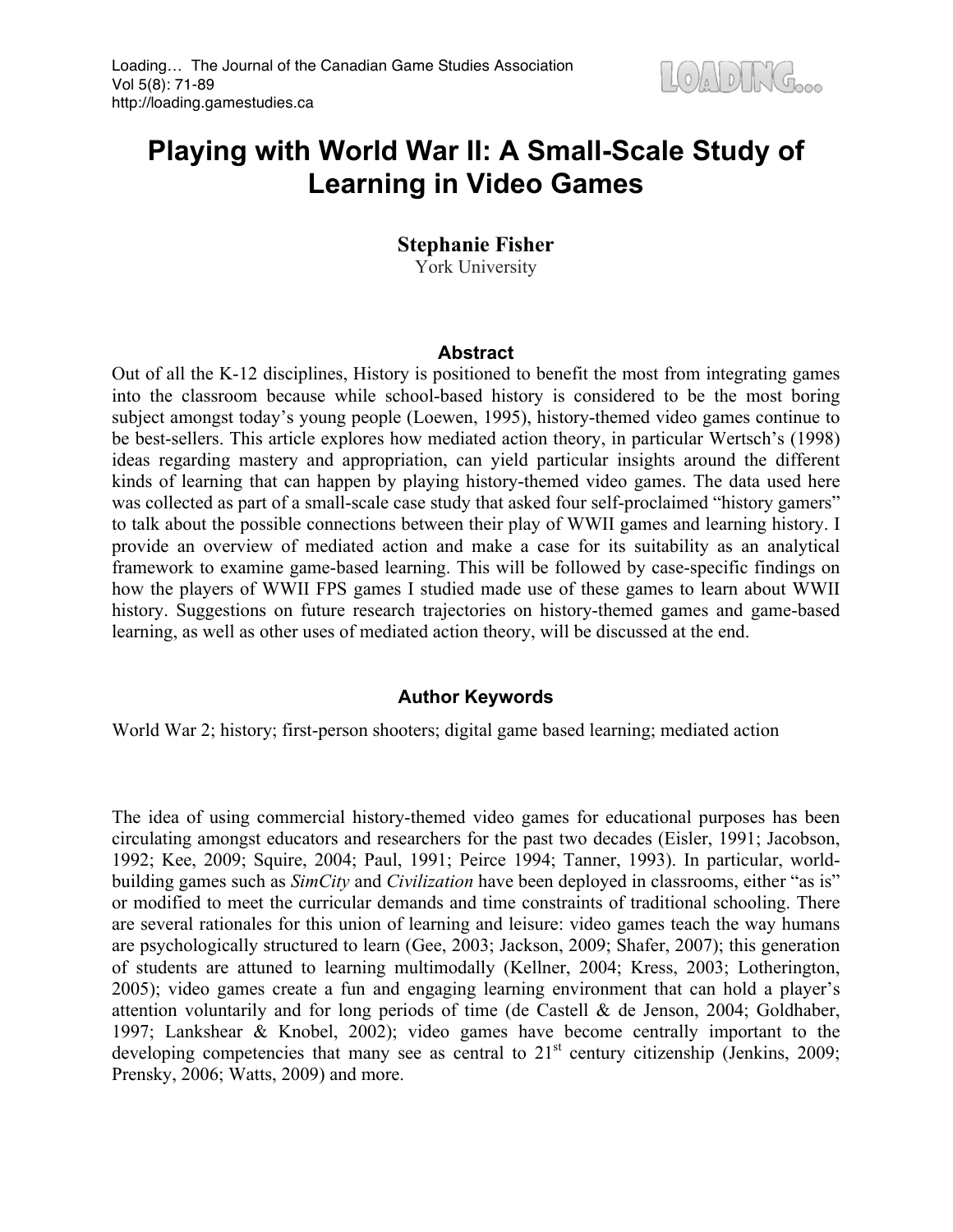# Playing with World War II: A Small-Scale Study of Learning in Video Games

**Stephanie Fisher**
York University

### Abstract

Out of all the K-12 disciplines, History is positioned to benefit the most from integrating games into the classroom because while school-based history is considered to be the most boring subject amongst today's young people (Loewen, 1995), history-themed video games continue to be best-sellers. This article explores how mediated action theory, in particular Wertsch's (1998) ideas regarding mastery and appropriation, can yield particular insights around the different kinds of learning that can happen by playing history-themed video games. The data used here was collected as part of a small-scale case study that asked four self-proclaimed "history gamers" to talk about the possible connections between their play of WWII games and learning history. I provide an overview of mediated action and make a case for its suitability as an analytical framework to examine game-based learning. This will be followed by case-specific findings on how the players of WWII FPS games I studied made use of these games to learn about WWII history. Suggestions on future research trajectories on history-themed games and game-based learning, as well as other uses of mediated action theory, will be discussed at the end.

### Author Keywords

World War 2; history; first-person shooters; digital game based learning; mediated action

The idea of using commercial history-themed video games for educational purposes has been circulating amongst educators and researchers for the past two decades (Eisler, 1991; Jacobson, 1992; Kee, 2009; Squire, 2004; Paul, 1991; Peirce 1994; Tanner, 1993). In particular, world-building games such as *SimCity* and *Civilization* have been deployed in classrooms, either "as is" or modified to meet the curricular demands and time constraints of traditional schooling. There are several rationales for this union of learning and leisure: video games teach the way humans are psychologically structured to learn (Gee, 2003; Jackson, 2009; Shafer, 2007); this generation of students are attuned to learning multimodally (Kellner, 2004; Kress, 2003; Lotherington, 2005); video games create a fun and engaging learning environment that can hold a player's attention voluntarily and for long periods of time (de Castell & de Jenson, 2004; Goldhaber, 1997; Lankshear & Knobel, 2002); video games have become centrally important to the developing competencies that many see as central to 21st century citizenship (Jenkins, 2009; Prensky, 2006; Watts, 2009) and more.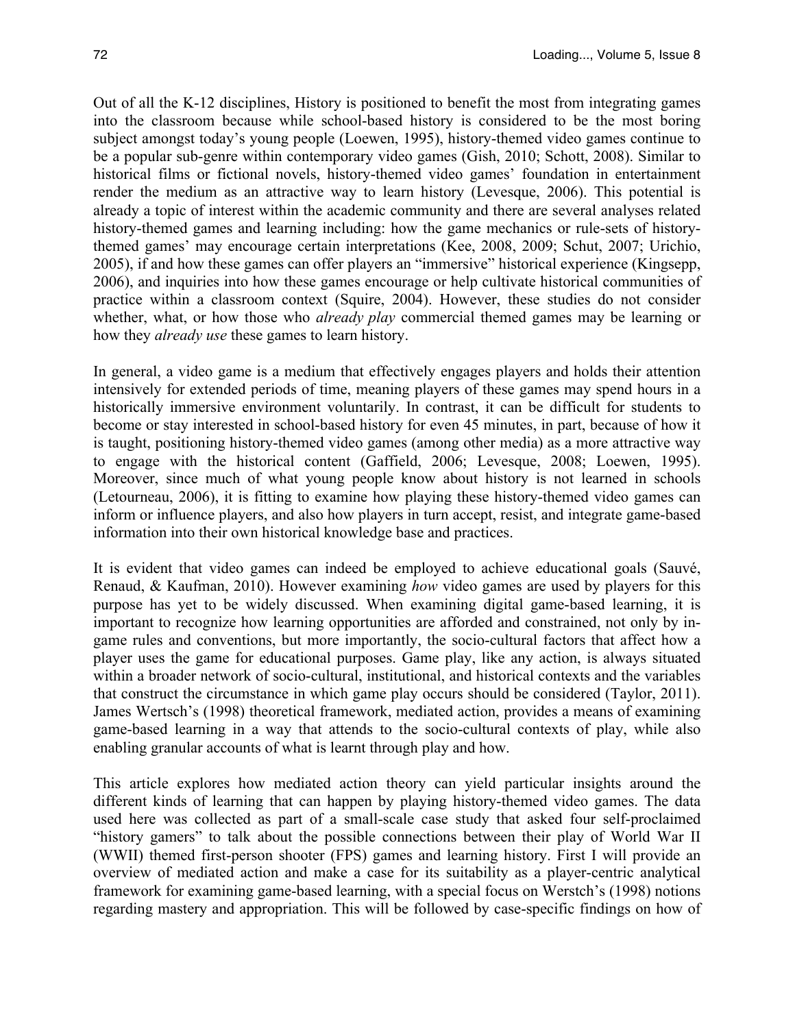Out of all the K-12 disciplines, History is positioned to benefit the most from integrating games into the classroom because while school-based history is considered to be the most boring subject amongst today's young people (Loewen, 1995), history-themed video games continue to be a popular sub-genre within contemporary video games (Gish, 2010; Schott, 2008). Similar to historical films or fictional novels, history-themed video games' foundation in entertainment render the medium as an attractive way to learn history (Levesque, 2006). This potential is already a topic of interest within the academic community and there are several analyses related history-themed games and learning including: how the game mechanics or rule-sets of history-themed games' may encourage certain interpretations (Kee, 2008, 2009; Schut, 2007; Urichio, 2005), if and how these games can offer players an "immersive" historical experience (Kingsepp, 2006), and inquiries into how these games encourage or help cultivate historical communities of practice within a classroom context (Squire, 2004). However, these studies do not consider whether, what, or how those who *already play* commercial themed games may be learning or how they *already use* these games to learn history.

In general, a video game is a medium that effectively engages players and holds their attention intensively for extended periods of time, meaning players of these games may spend hours in a historically immersive environment voluntarily. In contrast, it can be difficult for students to become or stay interested in school-based history for even 45 minutes, in part, because of how it is taught, positioning history-themed video games (among other media) as a more attractive way to engage with the historical content (Gaffield, 2006; Levesque, 2008; Loewen, 1995). Moreover, since much of what young people know about history is not learned in schools (Letourneau, 2006), it is fitting to examine how playing these history-themed video games can inform or influence players, and also how players in turn accept, resist, and integrate game-based information into their own historical knowledge base and practices.

It is evident that video games can indeed be employed to achieve educational goals (Sauvé, Renaud, & Kaufman, 2010). However examining *how* video games are used by players for this purpose has yet to be widely discussed. When examining digital game-based learning, it is important to recognize how learning opportunities are afforded and constrained, not only by in-game rules and conventions, but more importantly, the socio-cultural factors that affect how a player uses the game for educational purposes. Game play, like any action, is always situated within a broader network of socio-cultural, institutional, and historical contexts and the variables that construct the circumstance in which game play occurs should be considered (Taylor, 2011). James Wertsch's (1998) theoretical framework, mediated action, provides a means of examining game-based learning in a way that attends to the socio-cultural contexts of play, while also enabling granular accounts of what is learnt through play and how.

This article explores how mediated action theory can yield particular insights around the different kinds of learning that can happen by playing history-themed video games. The data used here was collected as part of a small-scale case study that asked four self-proclaimed "history gamers" to talk about the possible connections between their play of World War II (WWII) themed first-person shooter (FPS) games and learning history. First I will provide an overview of mediated action and make a case for its suitability as a player-centric analytical framework for examining game-based learning, with a special focus on Werstch's (1998) notions regarding mastery and appropriation. This will be followed by case-specific findings on how of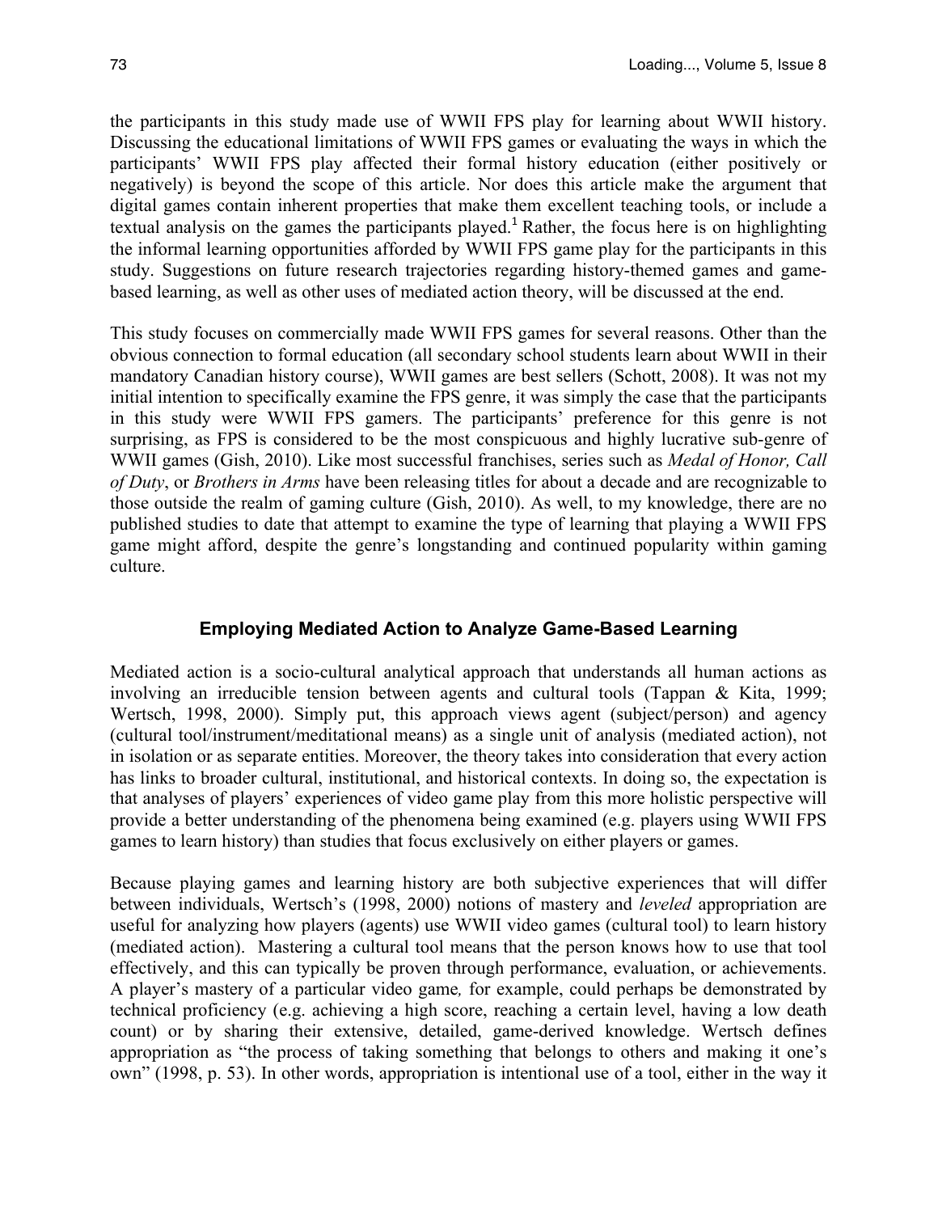the participants in this study made use of WWII FPS play for learning about WWII history. Discussing the educational limitations of WWII FPS games or evaluating the ways in which the participants' WWII FPS play affected their formal history education (either positively or negatively) is beyond the scope of this article. Nor does this article make the argument that digital games contain inherent properties that make them excellent teaching tools, or include a textual analysis on the games the participants played.[1] Rather, the focus here is on highlighting the informal learning opportunities afforded by WWII FPS game play for the participants in this study. Suggestions on future research trajectories regarding history-themed games and game-based learning, as well as other uses of mediated action theory, will be discussed at the end.

This study focuses on commercially made WWII FPS games for several reasons. Other than the obvious connection to formal education (all secondary school students learn about WWII in their mandatory Canadian history course), WWII games are best sellers (Schott, 2008). It was not my initial intention to specifically examine the FPS genre, it was simply the case that the participants in this study were WWII FPS gamers. The participants' preference for this genre is not surprising, as FPS is considered to be the most conspicuous and highly lucrative sub-genre of WWII games (Gish, 2010). Like most successful franchises, series such as *Medal of Honor, Call of Duty*, or *Brothers in Arms* have been releasing titles for about a decade and are recognizable to those outside the realm of gaming culture (Gish, 2010). As well, to my knowledge, there are no published studies to date that attempt to examine the type of learning that playing a WWII FPS game might afford, despite the genre's longstanding and continued popularity within gaming culture.

## Employing Mediated Action to Analyze Game-Based Learning

Mediated action is a socio-cultural analytical approach that understands all human actions as involving an irreducible tension between agents and cultural tools (Tappan & Kita, 1999; Wertsch, 1998, 2000). Simply put, this approach views agent (subject/person) and agency (cultural tool/instrument/meditational means) as a single unit of analysis (mediated action), not in isolation or as separate entities. Moreover, the theory takes into consideration that every action has links to broader cultural, institutional, and historical contexts. In doing so, the expectation is that analyses of players' experiences of video game play from this more holistic perspective will provide a better understanding of the phenomena being examined (e.g. players using WWII FPS games to learn history) than studies that focus exclusively on either players or games.

Because playing games and learning history are both subjective experiences that will differ between individuals, Wertsch's (1998, 2000) notions of mastery and *leveled* appropriation are useful for analyzing how players (agents) use WWII video games (cultural tool) to learn history (mediated action). Mastering a cultural tool means that the person knows how to use that tool effectively, and this can typically be proven through performance, evaluation, or achievements. A player's mastery of a particular video game*,* for example, could perhaps be demonstrated by technical proficiency (e.g. achieving a high score, reaching a certain level, having a low death count) or by sharing their extensive, detailed, game-derived knowledge. Wertsch defines appropriation as "the process of taking something that belongs to others and making it one's own" (1998, p. 53). In other words, appropriation is intentional use of a tool, either in the way it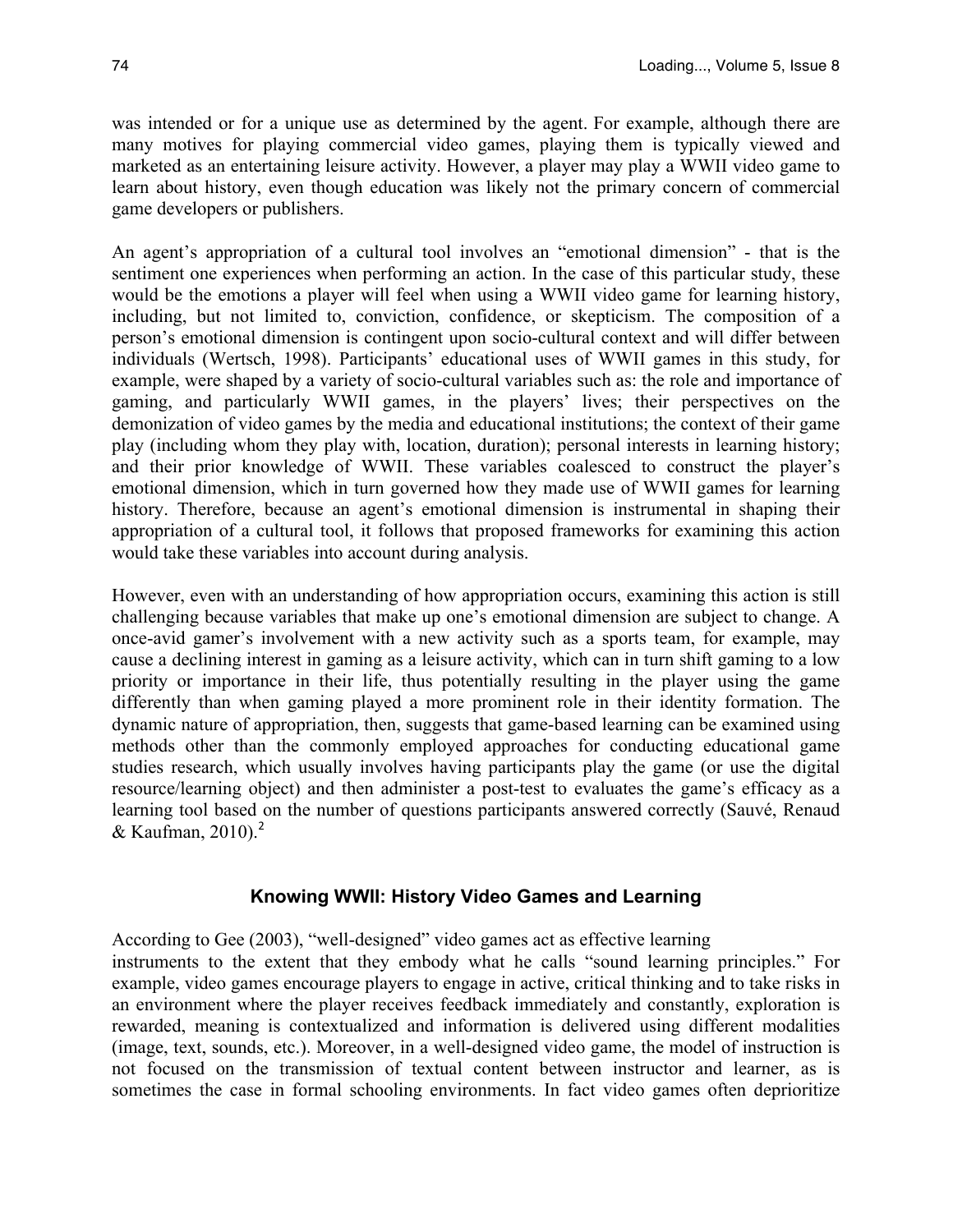was intended or for a unique use as determined by the agent. For example, although there are many motives for playing commercial video games, playing them is typically viewed and marketed as an entertaining leisure activity. However, a player may play a WWII video game to learn about history, even though education was likely not the primary concern of commercial game developers or publishers.

An agent's appropriation of a cultural tool involves an "emotional dimension" - that is the sentiment one experiences when performing an action. In the case of this particular study, these would be the emotions a player will feel when using a WWII video game for learning history, including, but not limited to, conviction, confidence, or skepticism. The composition of a person's emotional dimension is contingent upon socio-cultural context and will differ between individuals (Wertsch, 1998). Participants' educational uses of WWII games in this study, for example, were shaped by a variety of socio-cultural variables such as: the role and importance of gaming, and particularly WWII games, in the players' lives; their perspectives on the demonization of video games by the media and educational institutions; the context of their game play (including whom they play with, location, duration); personal interests in learning history; and their prior knowledge of WWII. These variables coalesced to construct the player's emotional dimension, which in turn governed how they made use of WWII games for learning history. Therefore, because an agent's emotional dimension is instrumental in shaping their appropriation of a cultural tool, it follows that proposed frameworks for examining this action would take these variables into account during analysis.

However, even with an understanding of how appropriation occurs, examining this action is still challenging because variables that make up one's emotional dimension are subject to change. A once-avid gamer's involvement with a new activity such as a sports team, for example, may cause a declining interest in gaming as a leisure activity, which can in turn shift gaming to a low priority or importance in their life, thus potentially resulting in the player using the game differently than when gaming played a more prominent role in their identity formation. The dynamic nature of appropriation, then, suggests that game-based learning can be examined using methods other than the commonly employed approaches for conducting educational game studies research, which usually involves having participants play the game (or use the digital resource/learning object) and then administer a post-test to evaluates the game's efficacy as a learning tool based on the number of questions participants answered correctly (Sauvé, Renaud & Kaufman, 2010).[2]

## Knowing WWII: History Video Games and Learning

According to Gee (2003), "well-designed" video games act as effective learning instruments to the extent that they embody what he calls "sound learning principles." For example, video games encourage players to engage in active, critical thinking and to take risks in an environment where the player receives feedback immediately and constantly, exploration is rewarded, meaning is contextualized and information is delivered using different modalities (image, text, sounds, etc.). Moreover, in a well-designed video game, the model of instruction is not focused on the transmission of textual content between instructor and learner, as is sometimes the case in formal schooling environments. In fact video games often deprioritize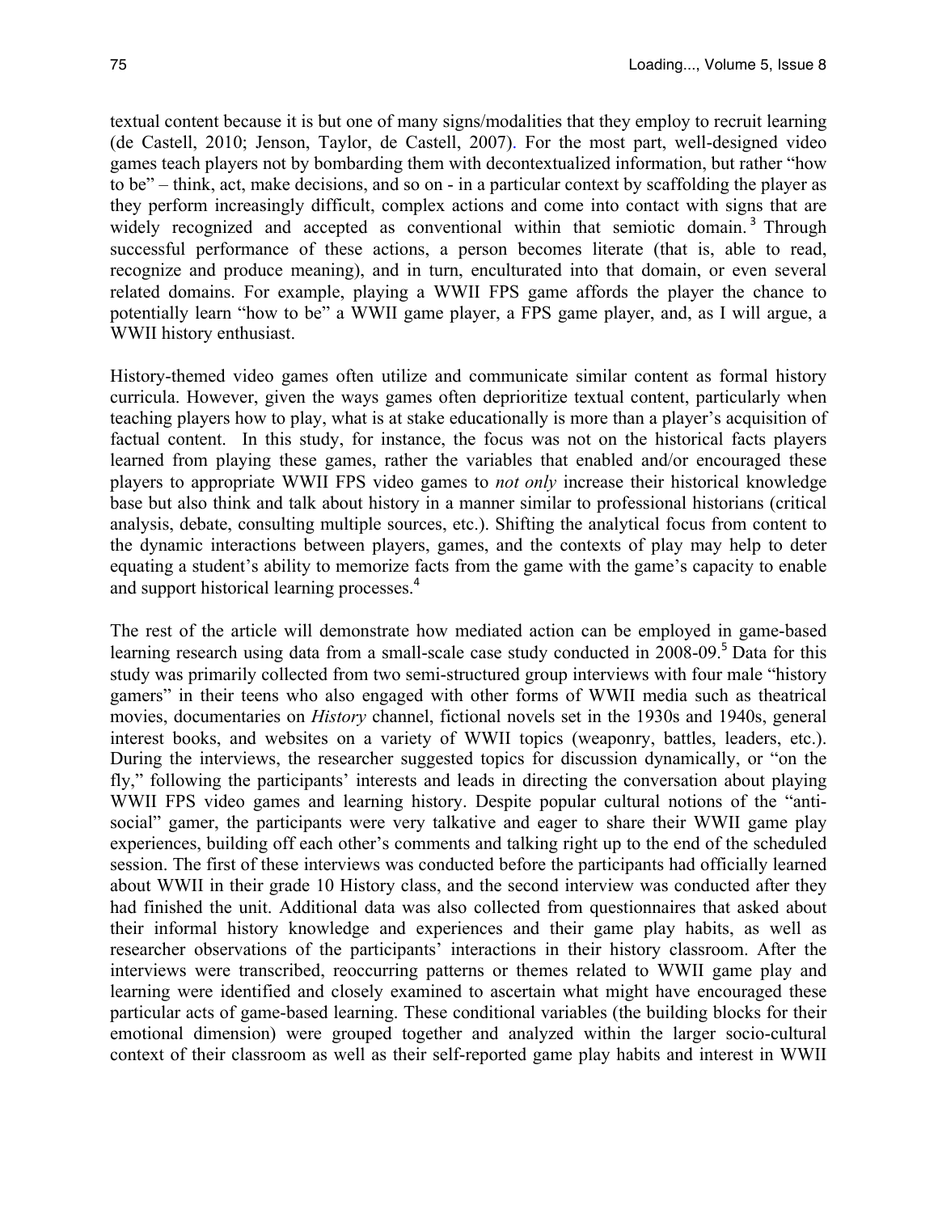textual content because it is but one of many signs/modalities that they employ to recruit learning (de Castell, 2010; Jenson, Taylor, de Castell, 2007). For the most part, well-designed video games teach players not by bombarding them with decontextualized information, but rather "how to be" – think, act, make decisions, and so on - in a particular context by scaffolding the player as they perform increasingly difficult, complex actions and come into contact with signs that are widely recognized and accepted as conventional within that semiotic domain.[3] Through successful performance of these actions, a person becomes literate (that is, able to read, recognize and produce meaning), and in turn, enculturated into that domain, or even several related domains. For example, playing a WWII FPS game affords the player the chance to potentially learn "how to be" a WWII game player, a FPS game player, and, as I will argue, a WWII history enthusiast.

History-themed video games often utilize and communicate similar content as formal history curricula. However, given the ways games often deprioritize textual content, particularly when teaching players how to play, what is at stake educationally is more than a player's acquisition of factual content. In this study, for instance, the focus was not on the historical facts players learned from playing these games, rather the variables that enabled and/or encouraged these players to appropriate WWII FPS video games to *not only* increase their historical knowledge base but also think and talk about history in a manner similar to professional historians (critical analysis, debate, consulting multiple sources, etc.). Shifting the analytical focus from content to the dynamic interactions between players, games, and the contexts of play may help to deter equating a student's ability to memorize facts from the game with the game's capacity to enable and support historical learning processes.[4]

The rest of the article will demonstrate how mediated action can be employed in game-based learning research using data from a small-scale case study conducted in 2008-09.[5] Data for this study was primarily collected from two semi-structured group interviews with four male "history gamers" in their teens who also engaged with other forms of WWII media such as theatrical movies, documentaries on *History* channel, fictional novels set in the 1930s and 1940s, general interest books, and websites on a variety of WWII topics (weaponry, battles, leaders, etc.). During the interviews, the researcher suggested topics for discussion dynamically, or "on the fly," following the participants' interests and leads in directing the conversation about playing WWII FPS video games and learning history. Despite popular cultural notions of the "anti-social" gamer, the participants were very talkative and eager to share their WWII game play experiences, building off each other's comments and talking right up to the end of the scheduled session. The first of these interviews was conducted before the participants had officially learned about WWII in their grade 10 History class, and the second interview was conducted after they had finished the unit. Additional data was also collected from questionnaires that asked about their informal history knowledge and experiences and their game play habits, as well as researcher observations of the participants' interactions in their history classroom. After the interviews were transcribed, reoccurring patterns or themes related to WWII game play and learning were identified and closely examined to ascertain what might have encouraged these particular acts of game-based learning. These conditional variables (the building blocks for their emotional dimension) were grouped together and analyzed within the larger socio-cultural context of their classroom as well as their self-reported game play habits and interest in WWII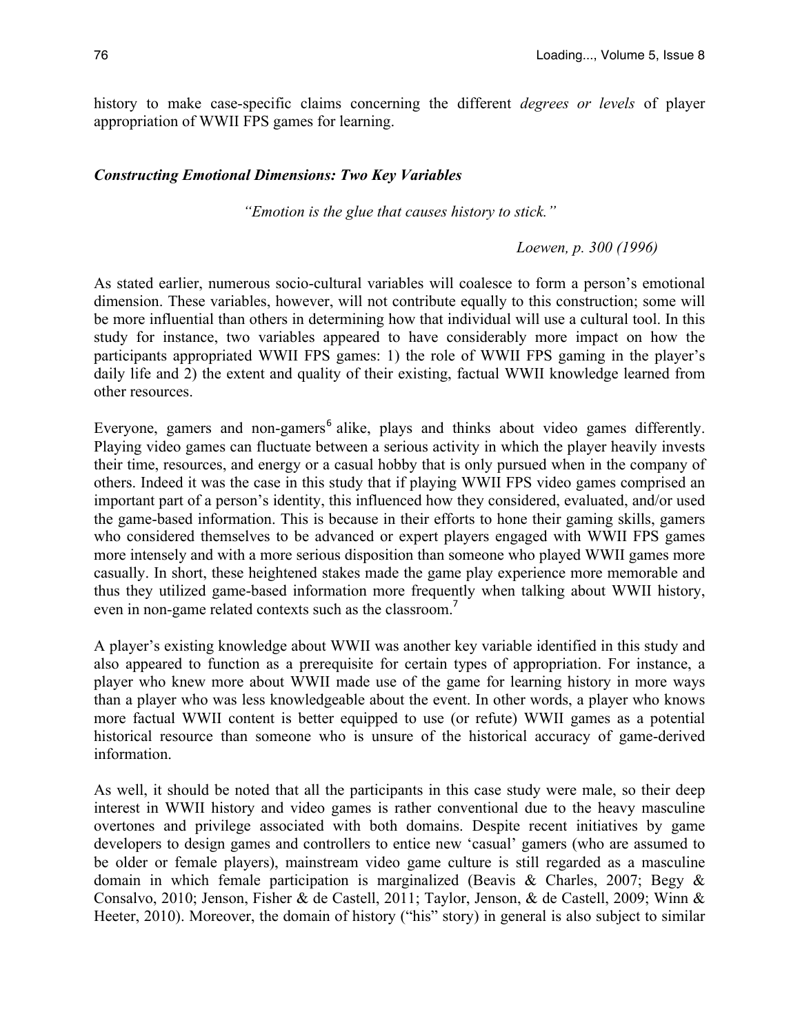history to make case-specific claims concerning the different *degrees or levels* of player appropriation of WWII FPS games for learning.

### *Constructing Emotional Dimensions: Two Key Variables*

*"Emotion is the glue that causes history to stick."*

*Loewen, p. 300 (1996)*

As stated earlier, numerous socio-cultural variables will coalesce to form a person's emotional dimension. These variables, however, will not contribute equally to this construction; some will be more influential than others in determining how that individual will use a cultural tool. In this study for instance, two variables appeared to have considerably more impact on how the participants appropriated WWII FPS games: 1) the role of WWII FPS gaming in the player's daily life and 2) the extent and quality of their existing, factual WWII knowledge learned from other resources.

Everyone, gamers and non-gamers[6] alike, plays and thinks about video games differently. Playing video games can fluctuate between a serious activity in which the player heavily invests their time, resources, and energy or a casual hobby that is only pursued when in the company of others. Indeed it was the case in this study that if playing WWII FPS video games comprised an important part of a person's identity, this influenced how they considered, evaluated, and/or used the game-based information. This is because in their efforts to hone their gaming skills, gamers who considered themselves to be advanced or expert players engaged with WWII FPS games more intensely and with a more serious disposition than someone who played WWII games more casually. In short, these heightened stakes made the game play experience more memorable and thus they utilized game-based information more frequently when talking about WWII history, even in non-game related contexts such as the classroom.[7]

A player's existing knowledge about WWII was another key variable identified in this study and also appeared to function as a prerequisite for certain types of appropriation. For instance, a player who knew more about WWII made use of the game for learning history in more ways than a player who was less knowledgeable about the event. In other words, a player who knows more factual WWII content is better equipped to use (or refute) WWII games as a potential historical resource than someone who is unsure of the historical accuracy of game-derived information.

As well, it should be noted that all the participants in this case study were male, so their deep interest in WWII history and video games is rather conventional due to the heavy masculine overtones and privilege associated with both domains. Despite recent initiatives by game developers to design games and controllers to entice new 'casual' gamers (who are assumed to be older or female players), mainstream video game culture is still regarded as a masculine domain in which female participation is marginalized (Beavis & Charles, 2007; Begy & Consalvo, 2010; Jenson, Fisher & de Castell, 2011; Taylor, Jenson, & de Castell, 2009; Winn & Heeter, 2010). Moreover, the domain of history ("his" story) in general is also subject to similar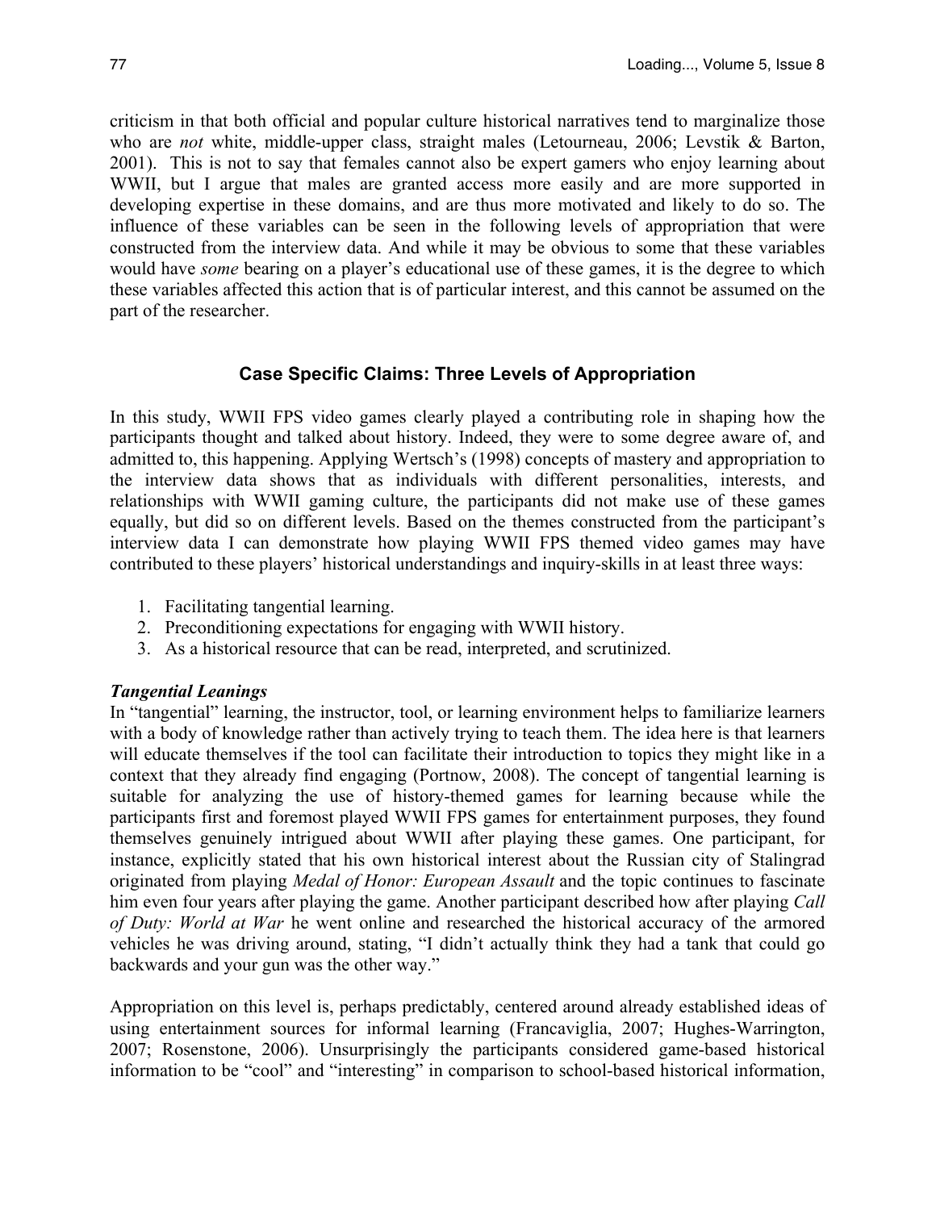criticism in that both official and popular culture historical narratives tend to marginalize those who are *not* white, middle-upper class, straight males (Letourneau, 2006; Levstik & Barton, 2001). This is not to say that females cannot also be expert gamers who enjoy learning about WWII, but I argue that males are granted access more easily and are more supported in developing expertise in these domains, and are thus more motivated and likely to do so. The influence of these variables can be seen in the following levels of appropriation that were constructed from the interview data. And while it may be obvious to some that these variables would have *some* bearing on a player's educational use of these games, it is the degree to which these variables affected this action that is of particular interest, and this cannot be assumed on the part of the researcher.

## Case Specific Claims: Three Levels of Appropriation

In this study, WWII FPS video games clearly played a contributing role in shaping how the participants thought and talked about history. Indeed, they were to some degree aware of, and admitted to, this happening. Applying Wertsch's (1998) concepts of mastery and appropriation to the interview data shows that as individuals with different personalities, interests, and relationships with WWII gaming culture, the participants did not make use of these games equally, but did so on different levels. Based on the themes constructed from the participant's interview data I can demonstrate how playing WWII FPS themed video games may have contributed to these players' historical understandings and inquiry-skills in at least three ways:

1. Facilitating tangential learning.
2. Preconditioning expectations for engaging with WWII history.
3. As a historical resource that can be read, interpreted, and scrutinized.

### *Tangential Leanings*

In "tangential" learning, the instructor, tool, or learning environment helps to familiarize learners with a body of knowledge rather than actively trying to teach them. The idea here is that learners will educate themselves if the tool can facilitate their introduction to topics they might like in a context that they already find engaging (Portnow, 2008). The concept of tangential learning is suitable for analyzing the use of history-themed games for learning because while the participants first and foremost played WWII FPS games for entertainment purposes, they found themselves genuinely intrigued about WWII after playing these games. One participant, for instance, explicitly stated that his own historical interest about the Russian city of Stalingrad originated from playing *Medal of Honor: European Assault* and the topic continues to fascinate him even four years after playing the game. Another participant described how after playing *Call of Duty: World at War* he went online and researched the historical accuracy of the armored vehicles he was driving around, stating, "I didn't actually think they had a tank that could go backwards and your gun was the other way."

Appropriation on this level is, perhaps predictably, centered around already established ideas of using entertainment sources for informal learning (Francaviglia, 2007; Hughes-Warrington, 2007; Rosenstone, 2006). Unsurprisingly the participants considered game-based historical information to be "cool" and "interesting" in comparison to school-based historical information,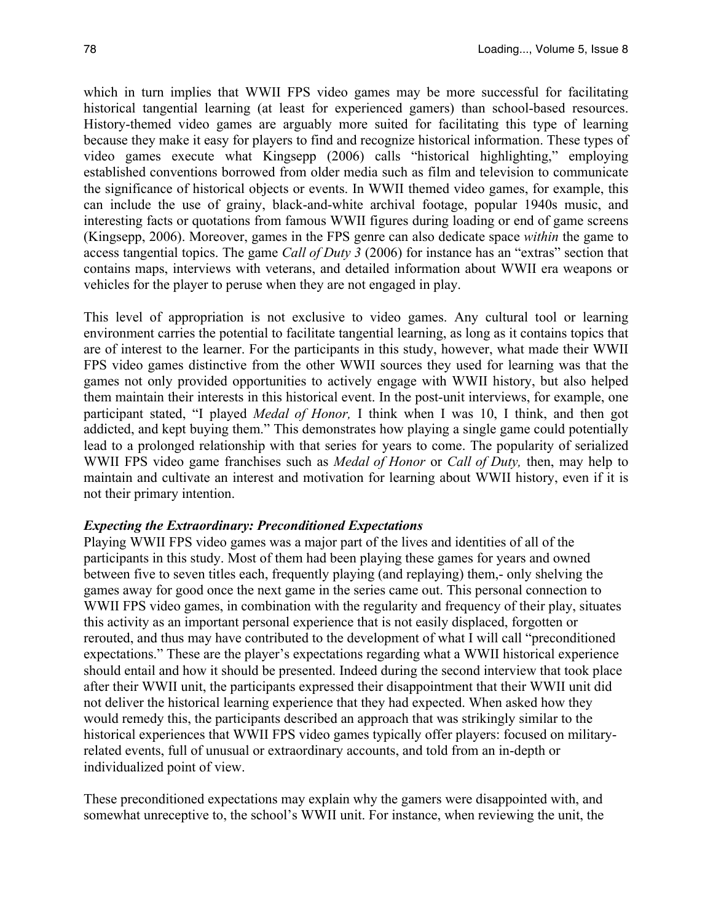which in turn implies that WWII FPS video games may be more successful for facilitating historical tangential learning (at least for experienced gamers) than school-based resources. History-themed video games are arguably more suited for facilitating this type of learning because they make it easy for players to find and recognize historical information. These types of video games execute what Kingsepp (2006) calls "historical highlighting," employing established conventions borrowed from older media such as film and television to communicate the significance of historical objects or events. In WWII themed video games, for example, this can include the use of grainy, black-and-white archival footage, popular 1940s music, and interesting facts or quotations from famous WWII figures during loading or end of game screens (Kingsepp, 2006). Moreover, games in the FPS genre can also dedicate space *within* the game to access tangential topics. The game *Call of Duty 3* (2006) for instance has an "extras" section that contains maps, interviews with veterans, and detailed information about WWII era weapons or vehicles for the player to peruse when they are not engaged in play.

This level of appropriation is not exclusive to video games. Any cultural tool or learning environment carries the potential to facilitate tangential learning, as long as it contains topics that are of interest to the learner. For the participants in this study, however, what made their WWII FPS video games distinctive from the other WWII sources they used for learning was that the games not only provided opportunities to actively engage with WWII history, but also helped them maintain their interests in this historical event. In the post-unit interviews, for example, one participant stated, "I played *Medal of Honor,* I think when I was 10, I think, and then got addicted, and kept buying them." This demonstrates how playing a single game could potentially lead to a prolonged relationship with that series for years to come. The popularity of serialized WWII FPS video game franchises such as *Medal of Honor* or *Call of Duty,* then, may help to maintain and cultivate an interest and motivation for learning about WWII history, even if it is not their primary intention.

### *Expecting the Extraordinary: Preconditioned Expectations*

Playing WWII FPS video games was a major part of the lives and identities of all of the participants in this study. Most of them had been playing these games for years and owned between five to seven titles each, frequently playing (and replaying) them,- only shelving the games away for good once the next game in the series came out. This personal connection to WWII FPS video games, in combination with the regularity and frequency of their play, situates this activity as an important personal experience that is not easily displaced, forgotten or rerouted, and thus may have contributed to the development of what I will call "preconditioned expectations." These are the player's expectations regarding what a WWII historical experience should entail and how it should be presented. Indeed during the second interview that took place after their WWII unit, the participants expressed their disappointment that their WWII unit did not deliver the historical learning experience that they had expected. When asked how they would remedy this, the participants described an approach that was strikingly similar to the historical experiences that WWII FPS video games typically offer players: focused on military-related events, full of unusual or extraordinary accounts, and told from an in-depth or individualized point of view.

These preconditioned expectations may explain why the gamers were disappointed with, and somewhat unreceptive to, the school's WWII unit. For instance, when reviewing the unit, the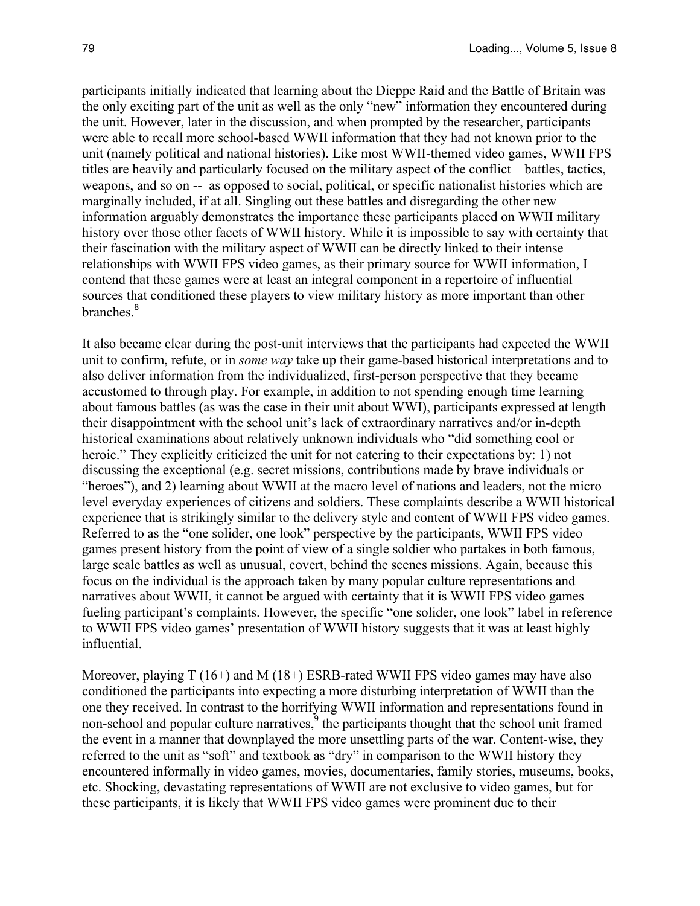participants initially indicated that learning about the Dieppe Raid and the Battle of Britain was the only exciting part of the unit as well as the only "new" information they encountered during the unit. However, later in the discussion, and when prompted by the researcher, participants were able to recall more school-based WWII information that they had not known prior to the unit (namely political and national histories). Like most WWII-themed video games, WWII FPS titles are heavily and particularly focused on the military aspect of the conflict – battles, tactics, weapons, and so on -- as opposed to social, political, or specific nationalist histories which are marginally included, if at all. Singling out these battles and disregarding the other new information arguably demonstrates the importance these participants placed on WWII military history over those other facets of WWII history. While it is impossible to say with certainty that their fascination with the military aspect of WWII can be directly linked to their intense relationships with WWII FPS video games, as their primary source for WWII information, I contend that these games were at least an integral component in a repertoire of influential sources that conditioned these players to view military history as more important than other branches.[8]

It also became clear during the post-unit interviews that the participants had expected the WWII unit to confirm, refute, or in *some way* take up their game-based historical interpretations and to also deliver information from the individualized, first-person perspective that they became accustomed to through play. For example, in addition to not spending enough time learning about famous battles (as was the case in their unit about WWI), participants expressed at length their disappointment with the school unit's lack of extraordinary narratives and/or in-depth historical examinations about relatively unknown individuals who "did something cool or heroic." They explicitly criticized the unit for not catering to their expectations by: 1) not discussing the exceptional (e.g. secret missions, contributions made by brave individuals or "heroes"), and 2) learning about WWII at the macro level of nations and leaders, not the micro level everyday experiences of citizens and soldiers. These complaints describe a WWII historical experience that is strikingly similar to the delivery style and content of WWII FPS video games. Referred to as the "one solider, one look" perspective by the participants, WWII FPS video games present history from the point of view of a single soldier who partakes in both famous, large scale battles as well as unusual, covert, behind the scenes missions. Again, because this focus on the individual is the approach taken by many popular culture representations and narratives about WWII, it cannot be argued with certainty that it is WWII FPS video games fueling participant's complaints. However, the specific "one solider, one look" label in reference to WWII FPS video games' presentation of WWII history suggests that it was at least highly influential.

Moreover, playing T (16+) and M (18+) ESRB-rated WWII FPS video games may have also conditioned the participants into expecting a more disturbing interpretation of WWII than the one they received. In contrast to the horrifying WWII information and representations found in non-school and popular culture narratives,[9] the participants thought that the school unit framed the event in a manner that downplayed the more unsettling parts of the war. Content-wise, they referred to the unit as "soft" and textbook as "dry" in comparison to the WWII history they encountered informally in video games, movies, documentaries, family stories, museums, books, etc. Shocking, devastating representations of WWII are not exclusive to video games, but for these participants, it is likely that WWII FPS video games were prominent due to their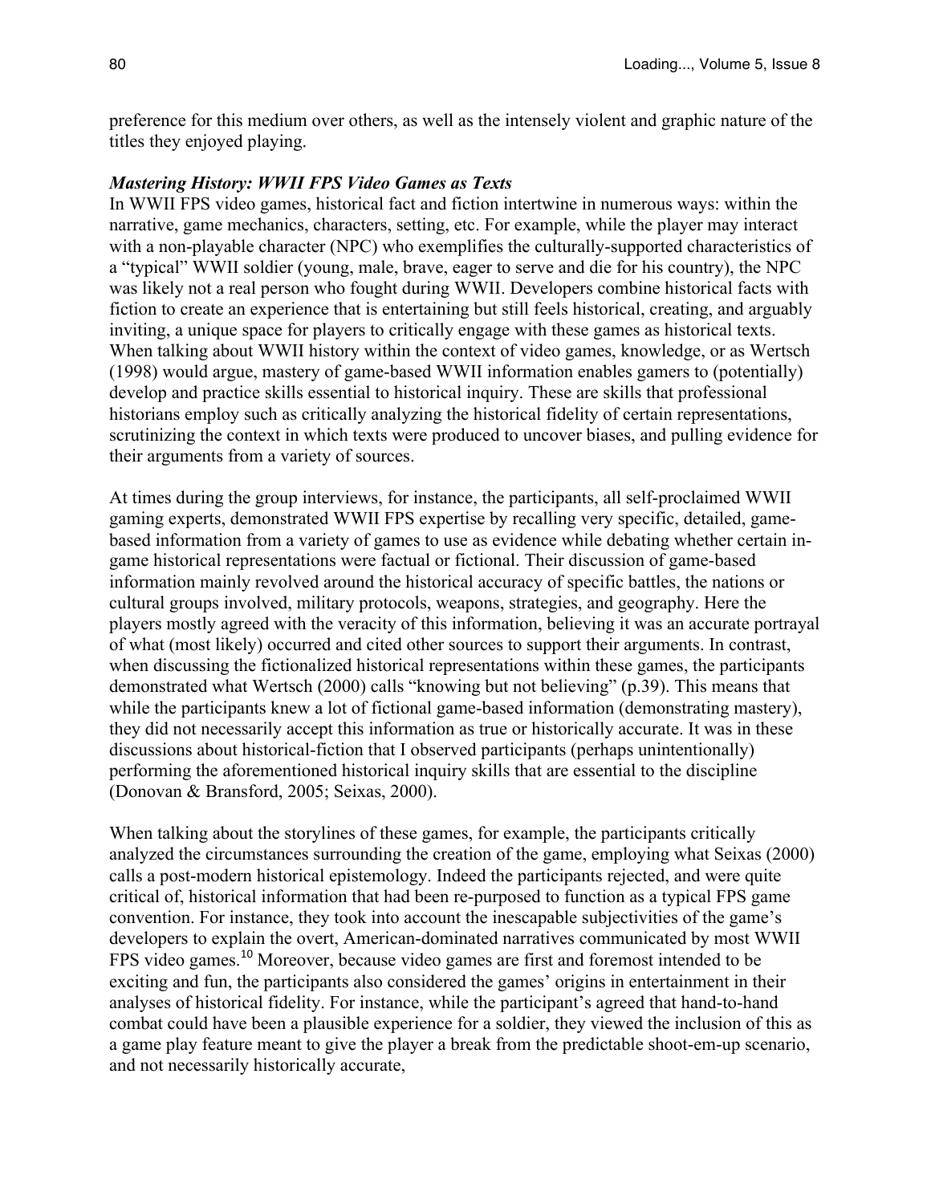preference for this medium over others, as well as the intensely violent and graphic nature of the titles they enjoyed playing.

***Mastering History: WWII FPS Video Games as Texts***

In WWII FPS video games, historical fact and fiction intertwine in numerous ways: within the narrative, game mechanics, characters, setting, etc. For example, while the player may interact with a non-playable character (NPC) who exemplifies the culturally-supported characteristics of a "typical" WWII soldier (young, male, brave, eager to serve and die for his country), the NPC was likely not a real person who fought during WWII. Developers combine historical facts with fiction to create an experience that is entertaining but still feels historical, creating, and arguably inviting, a unique space for players to critically engage with these games as historical texts. When talking about WWII history within the context of video games, knowledge, or as Wertsch (1998) would argue, mastery of game-based WWII information enables gamers to (potentially) develop and practice skills essential to historical inquiry. These are skills that professional historians employ such as critically analyzing the historical fidelity of certain representations, scrutinizing the context in which texts were produced to uncover biases, and pulling evidence for their arguments from a variety of sources.

At times during the group interviews, for instance, the participants, all self-proclaimed WWII gaming experts, demonstrated WWII FPS expertise by recalling very specific, detailed, game-based information from a variety of games to use as evidence while debating whether certain in-game historical representations were factual or fictional. Their discussion of game-based information mainly revolved around the historical accuracy of specific battles, the nations or cultural groups involved, military protocols, weapons, strategies, and geography. Here the players mostly agreed with the veracity of this information, believing it was an accurate portrayal of what (most likely) occurred and cited other sources to support their arguments. In contrast, when discussing the fictionalized historical representations within these games, the participants demonstrated what Wertsch (2000) calls "knowing but not believing" (p.39). This means that while the participants knew a lot of fictional game-based information (demonstrating mastery), they did not necessarily accept this information as true or historically accurate. It was in these discussions about historical-fiction that I observed participants (perhaps unintentionally) performing the aforementioned historical inquiry skills that are essential to the discipline (Donovan & Bransford, 2005; Seixas, 2000).

When talking about the storylines of these games, for example, the participants critically analyzed the circumstances surrounding the creation of the game, employing what Seixas (2000) calls a post-modern historical epistemology. Indeed the participants rejected, and were quite critical of, historical information that had been re-purposed to function as a typical FPS game convention. For instance, they took into account the inescapable subjectivities of the game's developers to explain the overt, American-dominated narratives communicated by most WWII FPS video games.[10] Moreover, because video games are first and foremost intended to be exciting and fun, the participants also considered the games' origins in entertainment in their analyses of historical fidelity. For instance, while the participant's agreed that hand-to-hand combat could have been a plausible experience for a soldier, they viewed the inclusion of this as a game play feature meant to give the player a break from the predictable shoot-em-up scenario, and not necessarily historically accurate,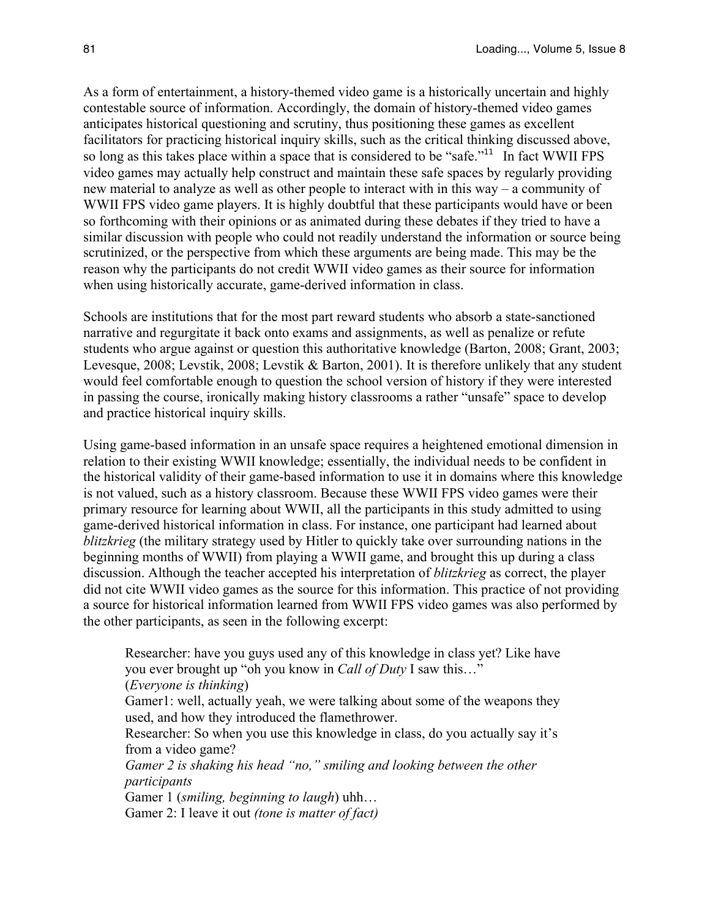As a form of entertainment, a history-themed video game is a historically uncertain and highly contestable source of information. Accordingly, the domain of history-themed video games anticipates historical questioning and scrutiny, thus positioning these games as excellent facilitators for practicing historical inquiry skills, such as the critical thinking discussed above, so long as this takes place within a space that is considered to be "safe."[11] In fact WWII FPS video games may actually help construct and maintain these safe spaces by regularly providing new material to analyze as well as other people to interact with in this way – a community of WWII FPS video game players. It is highly doubtful that these participants would have or been so forthcoming with their opinions or as animated during these debates if they tried to have a similar discussion with people who could not readily understand the information or source being scrutinized, or the perspective from which these arguments are being made. This may be the reason why the participants do not credit WWII video games as their source for information when using historically accurate, game-derived information in class.

Schools are institutions that for the most part reward students who absorb a state-sanctioned narrative and regurgitate it back onto exams and assignments, as well as penalize or refute students who argue against or question this authoritative knowledge (Barton, 2008; Grant, 2003; Levesque, 2008; Levstik, 2008; Levstik & Barton, 2001). It is therefore unlikely that any student would feel comfortable enough to question the school version of history if they were interested in passing the course, ironically making history classrooms a rather "unsafe" space to develop and practice historical inquiry skills.

Using game-based information in an unsafe space requires a heightened emotional dimension in relation to their existing WWII knowledge; essentially, the individual needs to be confident in the historical validity of their game-based information to use it in domains where this knowledge is not valued, such as a history classroom. Because these WWII FPS video games were their primary resource for learning about WWII, all the participants in this study admitted to using game-derived historical information in class. For instance, one participant had learned about *blitzkrieg* (the military strategy used by Hitler to quickly take over surrounding nations in the beginning months of WWII) from playing a WWII game, and brought this up during a class discussion. Although the teacher accepted his interpretation of *blitzkrieg* as correct, the player did not cite WWII video games as the source for this information. This practice of not providing a source for historical information learned from WWII FPS video games was also performed by the other participants, as seen in the following excerpt:

> Researcher: have you guys used any of this knowledge in class yet? Like have you ever brought up "oh you know in *Call of Duty* I saw this…"
> (*Everyone is thinking*)
> Gamer1: well, actually yeah, we were talking about some of the weapons they used, and how they introduced the flamethrower.
> Researcher: So when you use this knowledge in class, do you actually say it's from a video game?
> *Gamer 2 is shaking his head "no," smiling and looking between the other participants*
> Gamer 1 (*smiling, beginning to laugh*) uhh…
> Gamer 2: I leave it out *(tone is matter of fact)*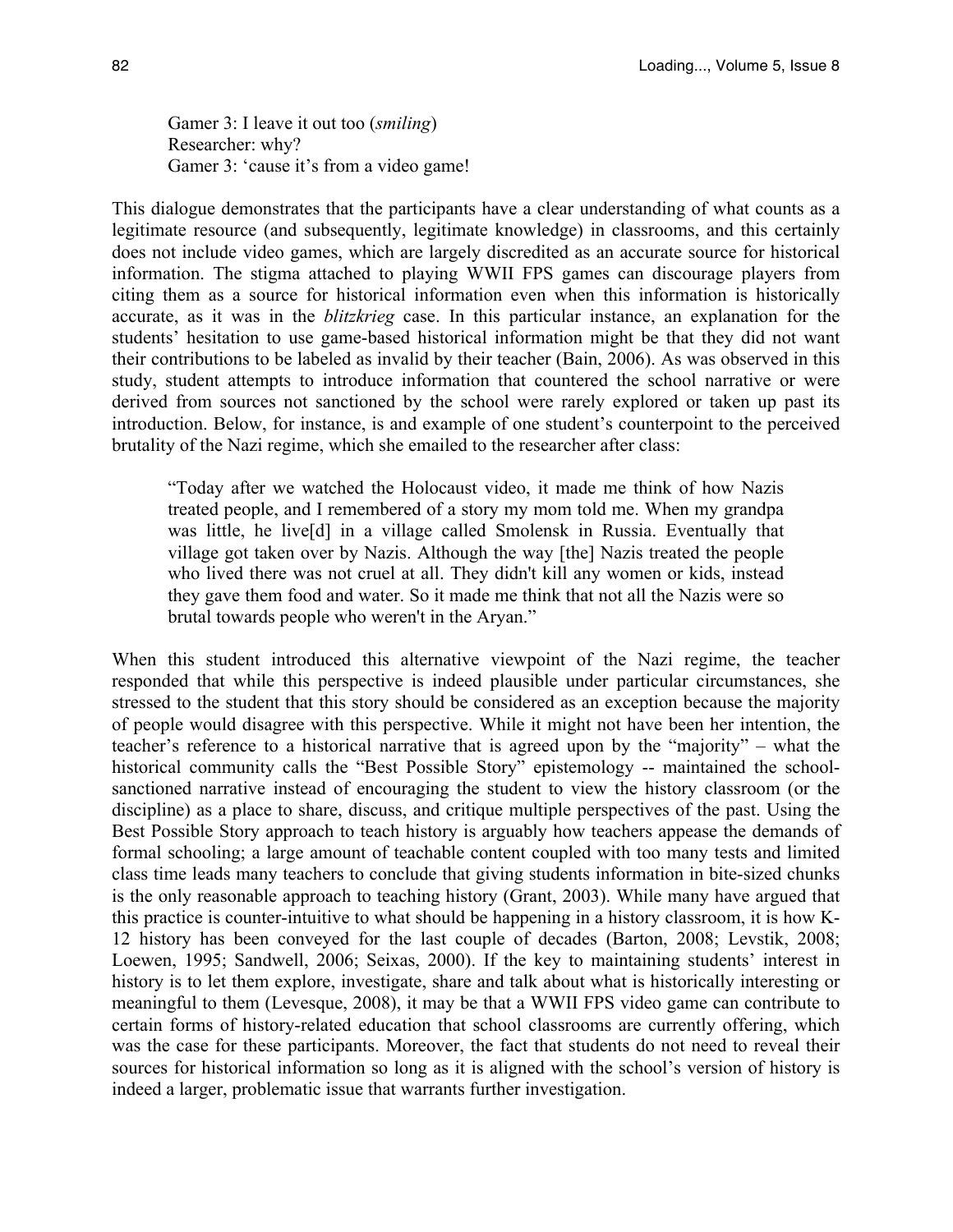Gamer 3: I leave it out too (*smiling*)  
Researcher: why?  
Gamer 3: 'cause it's from a video game!

This dialogue demonstrates that the participants have a clear understanding of what counts as a legitimate resource (and subsequently, legitimate knowledge) in classrooms, and this certainly does not include video games, which are largely discredited as an accurate source for historical information. The stigma attached to playing WWII FPS games can discourage players from citing them as a source for historical information even when this information is historically accurate, as it was in the *blitzkrieg* case. In this particular instance, an explanation for the students' hesitation to use game-based historical information might be that they did not want their contributions to be labeled as invalid by their teacher (Bain, 2006). As was observed in this study, student attempts to introduce information that countered the school narrative or were derived from sources not sanctioned by the school were rarely explored or taken up past its introduction. Below, for instance, is and example of one student's counterpoint to the perceived brutality of the Nazi regime, which she emailed to the researcher after class:

> "Today after we watched the Holocaust video, it made me think of how Nazis treated people, and I remembered of a story my mom told me. When my grandpa was little, he live[d] in a village called Smolensk in Russia. Eventually that village got taken over by Nazis. Although the way [the] Nazis treated the people who lived there was not cruel at all. They didn't kill any women or kids, instead they gave them food and water. So it made me think that not all the Nazis were so brutal towards people who weren't in the Aryan."

When this student introduced this alternative viewpoint of the Nazi regime, the teacher responded that while this perspective is indeed plausible under particular circumstances, she stressed to the student that this story should be considered as an exception because the majority of people would disagree with this perspective. While it might not have been her intention, the teacher's reference to a historical narrative that is agreed upon by the "majority" – what the historical community calls the "Best Possible Story" epistemology -- maintained the school-sanctioned narrative instead of encouraging the student to view the history classroom (or the discipline) as a place to share, discuss, and critique multiple perspectives of the past. Using the Best Possible Story approach to teach history is arguably how teachers appease the demands of formal schooling; a large amount of teachable content coupled with too many tests and limited class time leads many teachers to conclude that giving students information in bite-sized chunks is the only reasonable approach to teaching history (Grant, 2003). While many have argued that this practice is counter-intuitive to what should be happening in a history classroom, it is how K-12 history has been conveyed for the last couple of decades (Barton, 2008; Levstik, 2008; Loewen, 1995; Sandwell, 2006; Seixas, 2000). If the key to maintaining students' interest in history is to let them explore, investigate, share and talk about what is historically interesting or meaningful to them (Levesque, 2008), it may be that a WWII FPS video game can contribute to certain forms of history-related education that school classrooms are currently offering, which was the case for these participants. Moreover, the fact that students do not need to reveal their sources for historical information so long as it is aligned with the school's version of history is indeed a larger, problematic issue that warrants further investigation.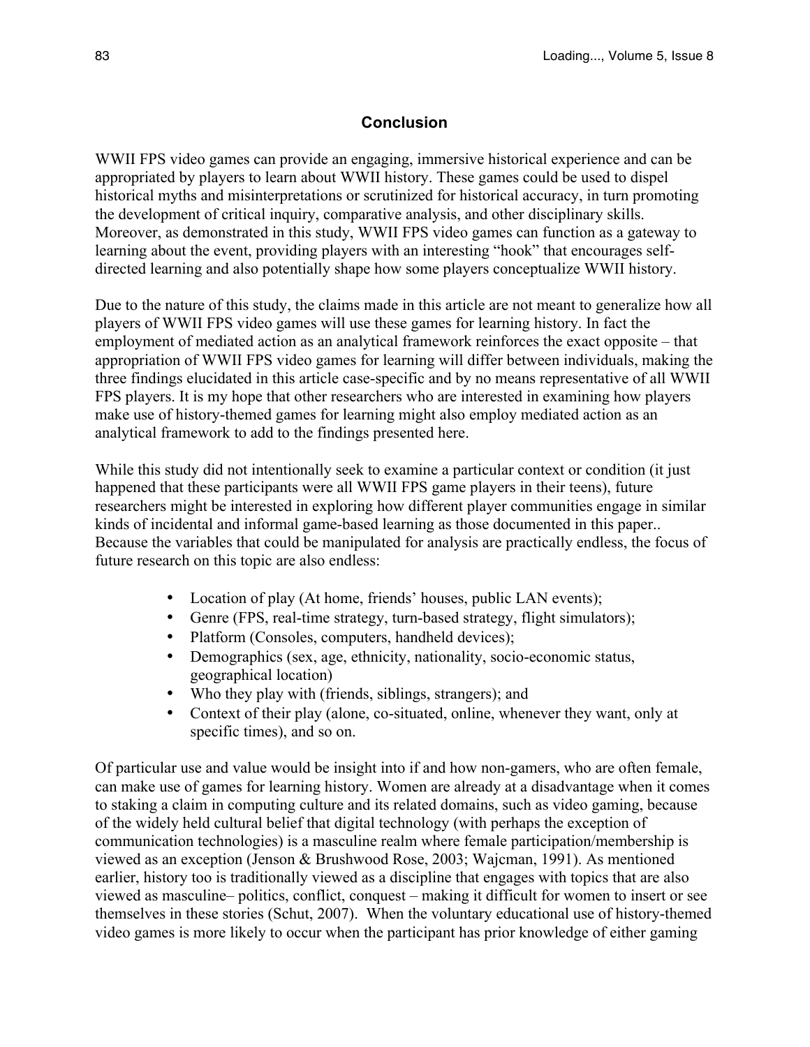## Conclusion

WWII FPS video games can provide an engaging, immersive historical experience and can be appropriated by players to learn about WWII history. These games could be used to dispel historical myths and misinterpretations or scrutinized for historical accuracy, in turn promoting the development of critical inquiry, comparative analysis, and other disciplinary skills. Moreover, as demonstrated in this study, WWII FPS video games can function as a gateway to learning about the event, providing players with an interesting "hook" that encourages self-directed learning and also potentially shape how some players conceptualize WWII history.

Due to the nature of this study, the claims made in this article are not meant to generalize how all players of WWII FPS video games will use these games for learning history. In fact the employment of mediated action as an analytical framework reinforces the exact opposite – that appropriation of WWII FPS video games for learning will differ between individuals, making the three findings elucidated in this article case-specific and by no means representative of all WWII FPS players. It is my hope that other researchers who are interested in examining how players make use of history-themed games for learning might also employ mediated action as an analytical framework to add to the findings presented here.

While this study did not intentionally seek to examine a particular context or condition (it just happened that these participants were all WWII FPS game players in their teens), future researchers might be interested in exploring how different player communities engage in similar kinds of incidental and informal game-based learning as those documented in this paper.. Because the variables that could be manipulated for analysis are practically endless, the focus of future research on this topic are also endless:

- Location of play (At home, friends' houses, public LAN events);
- Genre (FPS, real-time strategy, turn-based strategy, flight simulators);
- Platform (Consoles, computers, handheld devices);
- Demographics (sex, age, ethnicity, nationality, socio-economic status, geographical location)
- Who they play with (friends, siblings, strangers); and
- Context of their play (alone, co-situated, online, whenever they want, only at specific times), and so on.

Of particular use and value would be insight into if and how non-gamers, who are often female, can make use of games for learning history. Women are already at a disadvantage when it comes to staking a claim in computing culture and its related domains, such as video gaming, because of the widely held cultural belief that digital technology (with perhaps the exception of communication technologies) is a masculine realm where female participation/membership is viewed as an exception (Jenson & Brushwood Rose, 2003; Wajcman, 1991). As mentioned earlier, history too is traditionally viewed as a discipline that engages with topics that are also viewed as masculine– politics, conflict, conquest – making it difficult for women to insert or see themselves in these stories (Schut, 2007). When the voluntary educational use of history-themed video games is more likely to occur when the participant has prior knowledge of either gaming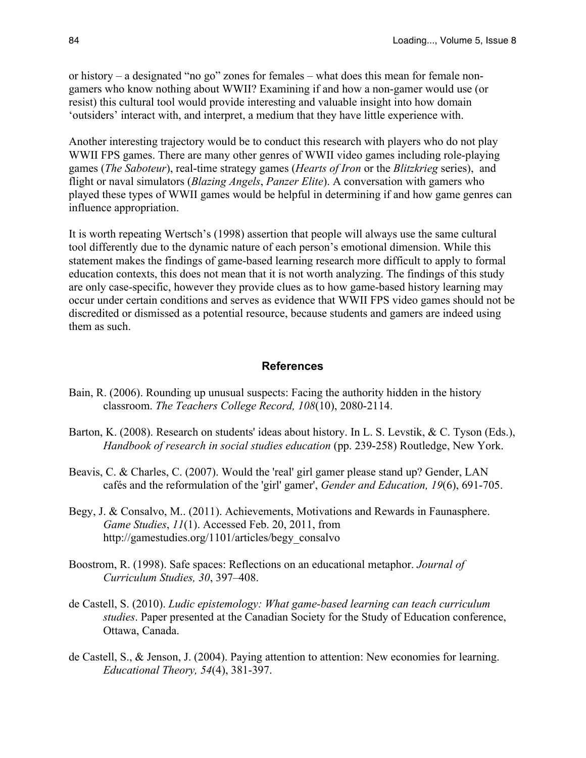or history – a designated "no go" zones for females – what does this mean for female non-gamers who know nothing about WWII? Examining if and how a non-gamer would use (or resist) this cultural tool would provide interesting and valuable insight into how domain 'outsiders' interact with, and interpret, a medium that they have little experience with.

Another interesting trajectory would be to conduct this research with players who do not play WWII FPS games. There are many other genres of WWII video games including role-playing games (*The Saboteur*), real-time strategy games (*Hearts of Iron* or the *Blitzkrieg* series), and flight or naval simulators (*Blazing Angels*, *Panzer Elite*). A conversation with gamers who played these types of WWII games would be helpful in determining if and how game genres can influence appropriation.

It is worth repeating Wertsch's (1998) assertion that people will always use the same cultural tool differently due to the dynamic nature of each person's emotional dimension. While this statement makes the findings of game-based learning research more difficult to apply to formal education contexts, this does not mean that it is not worth analyzing. The findings of this study are only case-specific, however they provide clues as to how game-based history learning may occur under certain conditions and serves as evidence that WWII FPS video games should not be discredited or dismissed as a potential resource, because students and gamers are indeed using them as such.

## References

Bain, R. (2006). Rounding up unusual suspects: Facing the authority hidden in the history classroom. *The Teachers College Record, 108*(10), 2080-2114.

Barton, K. (2008). Research on students' ideas about history. In L. S. Levstik, & C. Tyson (Eds.), *Handbook of research in social studies education* (pp. 239-258) Routledge, New York.

Beavis, C. & Charles, C. (2007). Would the 'real' girl gamer please stand up? Gender, LAN cafés and the reformulation of the 'girl' gamer', *Gender and Education, 19*(6), 691-705.

Begy, J. & Consalvo, M.. (2011). Achievements, Motivations and Rewards in Faunasphere. *Game Studies*, *11*(1). Accessed Feb. 20, 2011, from http://gamestudies.org/1101/articles/begy_consalvo

Boostrom, R. (1998). Safe spaces: Reflections on an educational metaphor. *Journal of Curriculum Studies, 30*, 397–408.

de Castell, S. (2010). *Ludic epistemology: What game-based learning can teach curriculum studies*. Paper presented at the Canadian Society for the Study of Education conference, Ottawa, Canada.

de Castell, S., & Jenson, J. (2004). Paying attention to attention: New economies for learning. *Educational Theory, 54*(4), 381-397.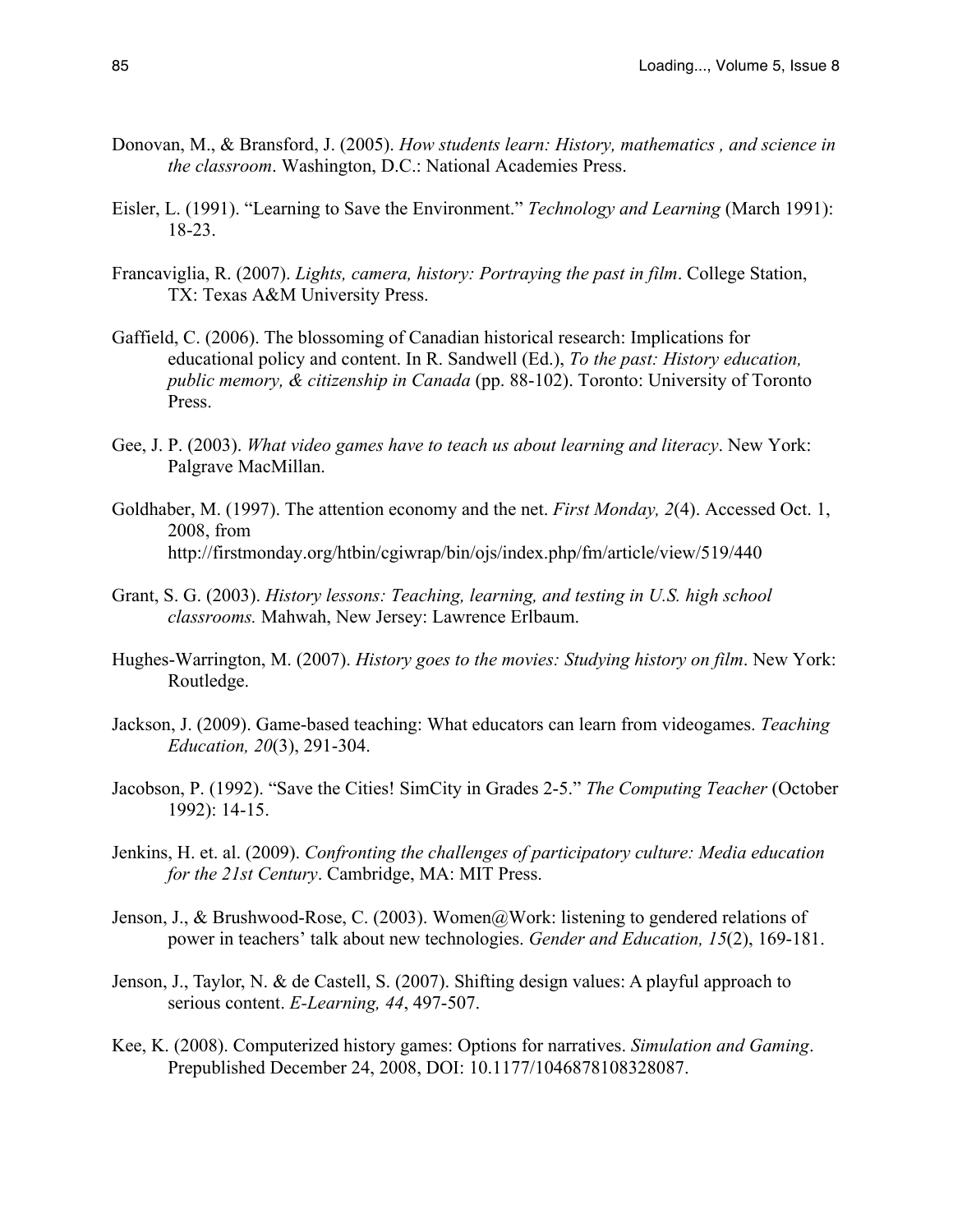Donovan, M., & Bransford, J. (2005). *How students learn: History, mathematics , and science in the classroom*. Washington, D.C.: National Academies Press.

Eisler, L. (1991). "Learning to Save the Environment." *Technology and Learning* (March 1991): 18-23.

Francaviglia, R. (2007). *Lights, camera, history: Portraying the past in film*. College Station, TX: Texas A&M University Press.

Gaffield, C. (2006). The blossoming of Canadian historical research: Implications for educational policy and content. In R. Sandwell (Ed.), *To the past: History education, public memory, & citizenship in Canada* (pp. 88-102). Toronto: University of Toronto Press.

Gee, J. P. (2003). *What video games have to teach us about learning and literacy*. New York: Palgrave MacMillan.

Goldhaber, M. (1997). The attention economy and the net. *First Monday, 2*(4). Accessed Oct. 1, 2008, from http://firstmonday.org/htbin/cgiwrap/bin/ojs/index.php/fm/article/view/519/440

Grant, S. G. (2003). *History lessons: Teaching, learning, and testing in U.S. high school classrooms.* Mahwah, New Jersey: Lawrence Erlbaum.

Hughes-Warrington, M. (2007). *History goes to the movies: Studying history on film*. New York: Routledge.

Jackson, J. (2009). Game-based teaching: What educators can learn from videogames. *Teaching Education, 20*(3), 291-304.

Jacobson, P. (1992). "Save the Cities! SimCity in Grades 2-5." *The Computing Teacher* (October 1992): 14-15.

Jenkins, H. et. al. (2009). *Confronting the challenges of participatory culture: Media education for the 21st Century*. Cambridge, MA: MIT Press.

Jenson, J., & Brushwood-Rose, C. (2003). Women@Work: listening to gendered relations of power in teachers' talk about new technologies. *Gender and Education, 15*(2), 169-181.

Jenson, J., Taylor, N. & de Castell, S. (2007). Shifting design values: A playful approach to serious content. *E-Learning, 44*, 497-507.

Kee, K. (2008). Computerized history games: Options for narratives. *Simulation and Gaming*. Prepublished December 24, 2008, DOI: 10.1177/1046878108328087.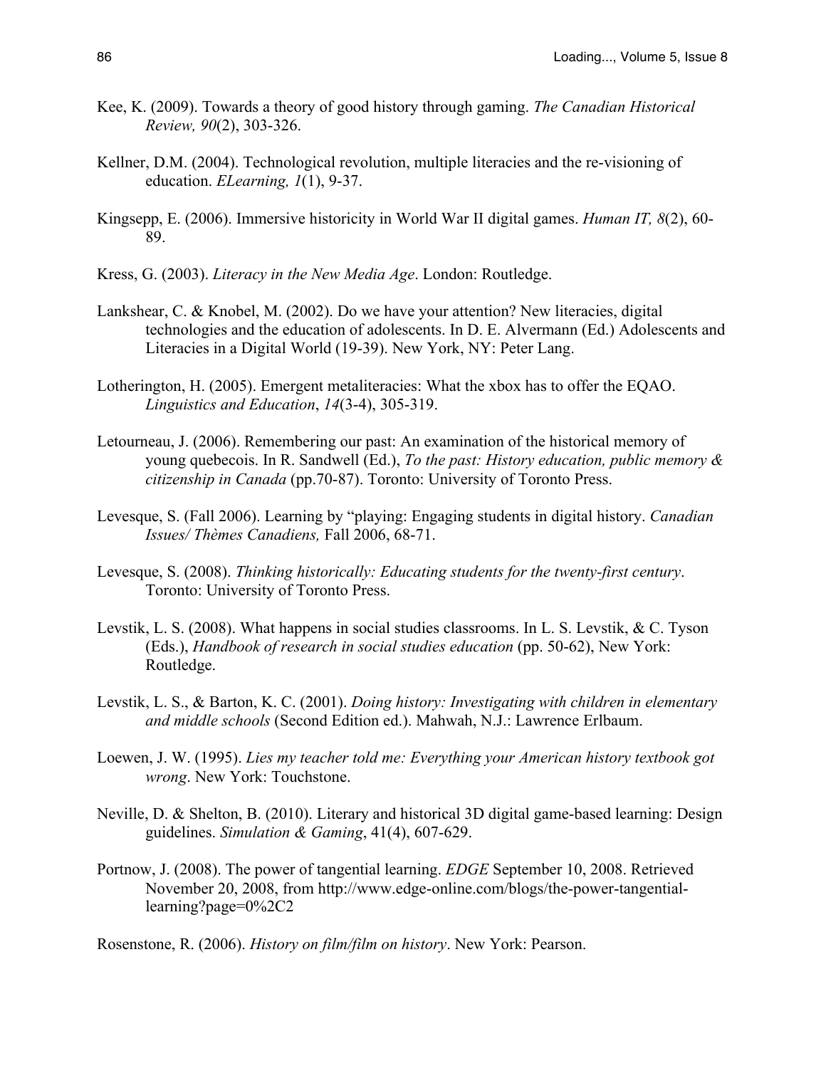Kee, K. (2009). Towards a theory of good history through gaming. *The Canadian Historical Review, 90*(2), 303-326.

Kellner, D.M. (2004). Technological revolution, multiple literacies and the re-visioning of education. *ELearning, 1*(1), 9-37.

Kingsepp, E. (2006). Immersive historicity in World War II digital games. *Human IT, 8*(2), 60-89.

Kress, G. (2003). *Literacy in the New Media Age*. London: Routledge.

Lankshear, C. & Knobel, M. (2002). Do we have your attention? New literacies, digital technologies and the education of adolescents. In D. E. Alvermann (Ed.) Adolescents and Literacies in a Digital World (19-39). New York, NY: Peter Lang.

Lotherington, H. (2005). Emergent metaliteracies: What the xbox has to offer the EQAO. *Linguistics and Education*, *14*(3-4), 305-319.

Letourneau, J. (2006). Remembering our past: An examination of the historical memory of young quebecois. In R. Sandwell (Ed.), *To the past: History education, public memory & citizenship in Canada* (pp.70-87). Toronto: University of Toronto Press.

Levesque, S. (Fall 2006). Learning by "playing: Engaging students in digital history. *Canadian Issues/ Thèmes Canadiens,* Fall 2006, 68-71.

Levesque, S. (2008). *Thinking historically: Educating students for the twenty-first century*. Toronto: University of Toronto Press.

Levstik, L. S. (2008). What happens in social studies classrooms. In L. S. Levstik, & C. Tyson (Eds.), *Handbook of research in social studies education* (pp. 50-62), New York: Routledge.

Levstik, L. S., & Barton, K. C. (2001). *Doing history: Investigating with children in elementary and middle schools* (Second Edition ed.). Mahwah, N.J.: Lawrence Erlbaum.

Loewen, J. W. (1995). *Lies my teacher told me: Everything your American history textbook got wrong*. New York: Touchstone.

Neville, D. & Shelton, B. (2010). Literary and historical 3D digital game-based learning: Design guidelines. *Simulation & Gaming*, 41(4), 607-629.

Portnow, J. (2008). The power of tangential learning. *EDGE* September 10, 2008. Retrieved November 20, 2008, from http://www.edge-online.com/blogs/the-power-tangential-learning?page=0%2C2

Rosenstone, R. (2006). *History on film/film on history*. New York: Pearson.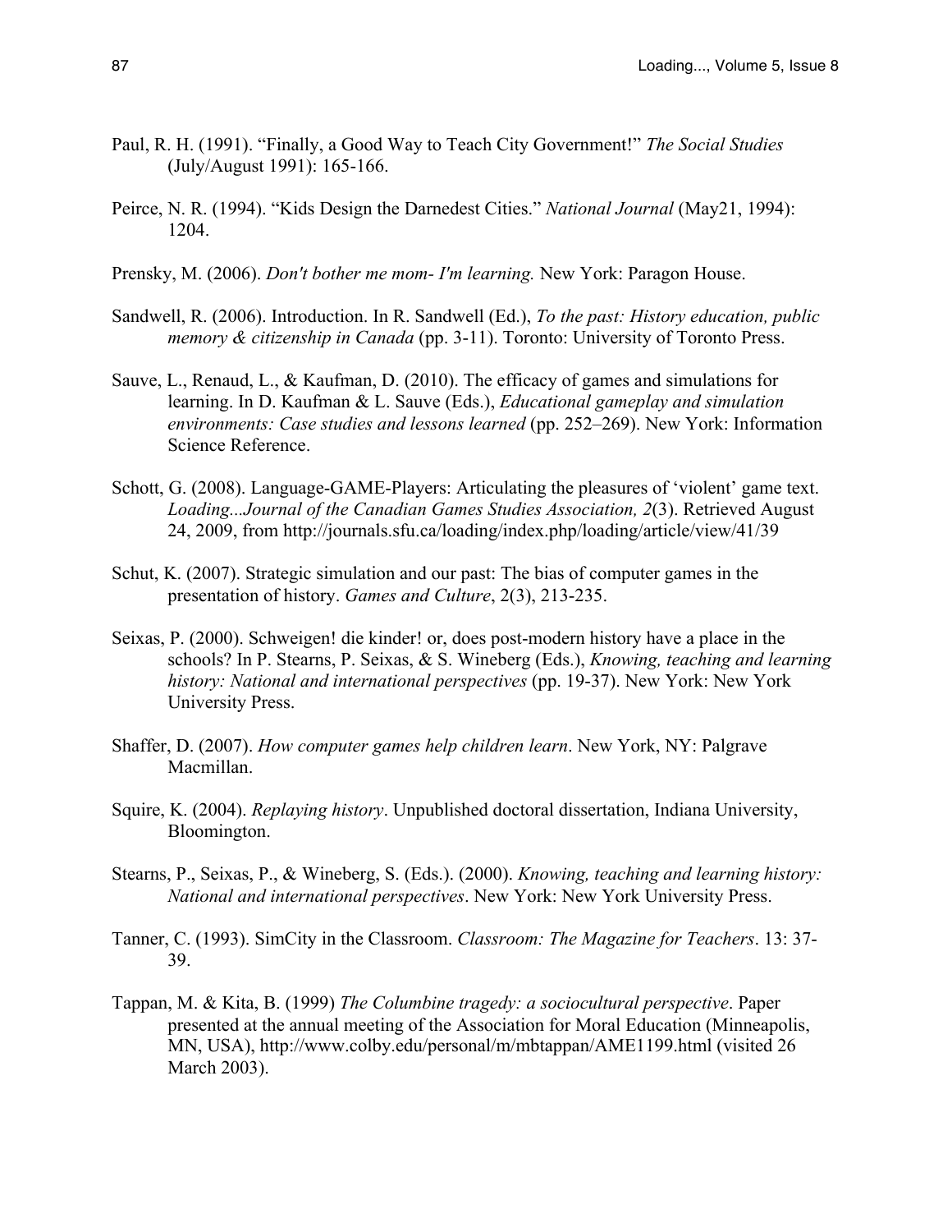Paul, R. H. (1991). “Finally, a Good Way to Teach City Government!” *The Social Studies* (July/August 1991): 165-166.

Peirce, N. R. (1994). “Kids Design the Darnedest Cities.” *National Journal* (May21, 1994): 1204.

Prensky, M. (2006). *Don't bother me mom- I'm learning.* New York: Paragon House.

Sandwell, R. (2006). Introduction. In R. Sandwell (Ed.), *To the past: History education, public memory & citizenship in Canada* (pp. 3-11). Toronto: University of Toronto Press.

Sauve, L., Renaud, L., & Kaufman, D. (2010). The efficacy of games and simulations for learning. In D. Kaufman & L. Sauve (Eds.), *Educational gameplay and simulation environments: Case studies and lessons learned* (pp. 252–269). New York: Information Science Reference.

Schott, G. (2008). Language-GAME-Players: Articulating the pleasures of ‘violent’ game text. *Loading...Journal of the Canadian Games Studies Association, 2*(3). Retrieved August 24, 2009, from http://journals.sfu.ca/loading/index.php/loading/article/view/41/39

Schut, K. (2007). Strategic simulation and our past: The bias of computer games in the presentation of history. *Games and Culture*, 2(3), 213-235.

Seixas, P. (2000). Schweigen! die kinder! or, does post-modern history have a place in the schools? In P. Stearns, P. Seixas, & S. Wineberg (Eds.), *Knowing, teaching and learning history: National and international perspectives* (pp. 19-37). New York: New York University Press.

Shaffer, D. (2007). *How computer games help children learn*. New York, NY: Palgrave Macmillan.

Squire, K. (2004). *Replaying history*. Unpublished doctoral dissertation, Indiana University, Bloomington.

Stearns, P., Seixas, P., & Wineberg, S. (Eds.). (2000). *Knowing, teaching and learning history: National and international perspectives*. New York: New York University Press.

Tanner, C. (1993). SimCity in the Classroom. *Classroom: The Magazine for Teachers*. 13: 37-39.

Tappan, M. & Kita, B. (1999) *The Columbine tragedy: a sociocultural perspective*. Paper presented at the annual meeting of the Association for Moral Education (Minneapolis, MN, USA), http://www.colby.edu/personal/m/mbtappan/AME1199.html (visited 26 March 2003).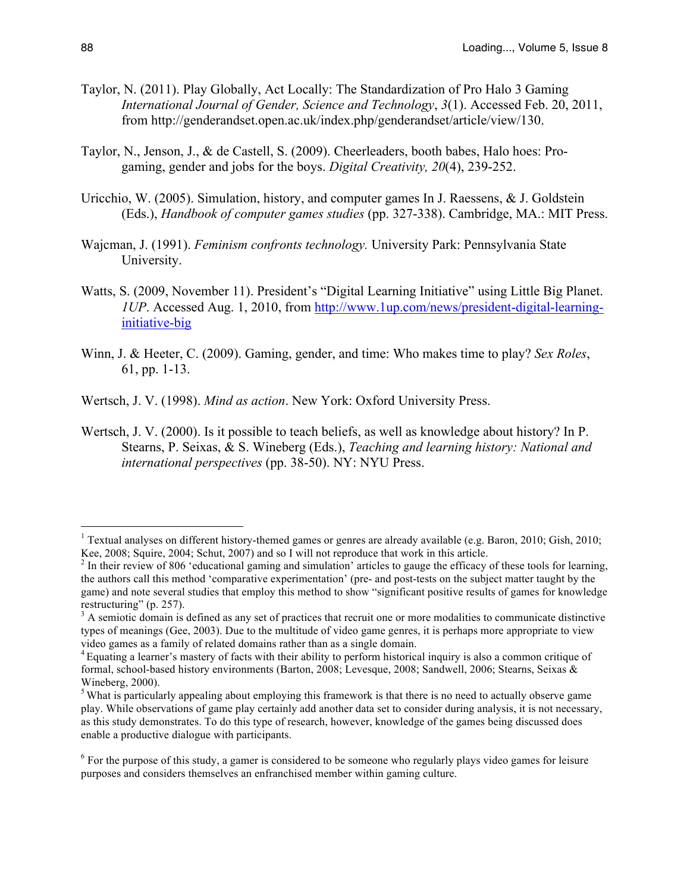Taylor, N. (2011). Play Globally, Act Locally: The Standardization of Pro Halo 3 Gaming *International Journal of Gender, Science and Technology*, *3*(1). Accessed Feb. 20, 2011, from http://genderandset.open.ac.uk/index.php/genderandset/article/view/130.

Taylor, N., Jenson, J., & de Castell, S. (2009). Cheerleaders, booth babes, Halo hoes: Pro-gaming, gender and jobs for the boys. *Digital Creativity, 20*(4), 239-252.

Uricchio, W. (2005). Simulation, history, and computer games In J. Raessens, & J. Goldstein (Eds.), *Handbook of computer games studies* (pp. 327-338). Cambridge, MA.: MIT Press.

Wajcman, J. (1991). *Feminism confronts technology.* University Park: Pennsylvania State University.

Watts, S. (2009, November 11). President's "Digital Learning Initiative" using Little Big Planet. *1UP*. Accessed Aug. 1, 2010, from http://www.1up.com/news/president-digital-learning-initiative-big

Winn, J. & Heeter, C. (2009). Gaming, gender, and time: Who makes time to play? *Sex Roles*, 61, pp. 1-13.

Wertsch, J. V. (1998). *Mind as action*. New York: Oxford University Press.

Wertsch, J. V. (2000). Is it possible to teach beliefs, as well as knowledge about history? In P. Stearns, P. Seixas, & S. Wineberg (Eds.), *Teaching and learning history: National and international perspectives* (pp. 38-50). NY: NYU Press.

---

[1] Textual analyses on different history-themed games or genres are already available (e.g. Baron, 2010; Gish, 2010; Kee, 2008; Squire, 2004; Schut, 2007) and so I will not reproduce that work in this article.

[2] In their review of 806 'educational gaming and simulation' articles to gauge the efficacy of these tools for learning, the authors call this method 'comparative experimentation' (pre- and post-tests on the subject matter taught by the game) and note several studies that employ this method to show "significant positive results of games for knowledge restructuring" (p. 257).

[3] A semiotic domain is defined as any set of practices that recruit one or more modalities to communicate distinctive types of meanings (Gee, 2003). Due to the multitude of video game genres, it is perhaps more appropriate to view video games as a family of related domains rather than as a single domain.

[4] Equating a learner's mastery of facts with their ability to perform historical inquiry is also a common critique of formal, school-based history environments (Barton, 2008; Levesque, 2008; Sandwell, 2006; Stearns, Seixas & Wineberg, 2000).

[5] What is particularly appealing about employing this framework is that there is no need to actually observe game play. While observations of game play certainly add another data set to consider during analysis, it is not necessary, as this study demonstrates. To do this type of research, however, knowledge of the games being discussed does enable a productive dialogue with participants.

[6] For the purpose of this study, a gamer is considered to be someone who regularly plays video games for leisure purposes and considers themselves an enfranchised member within gaming culture.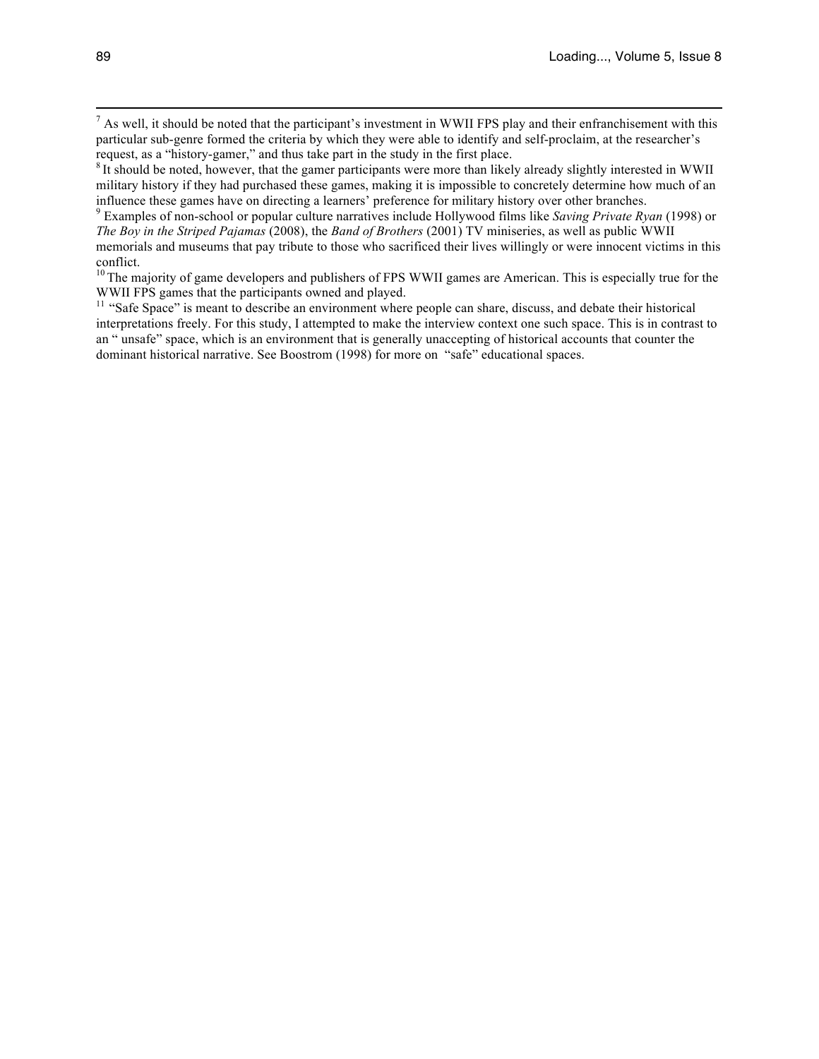[7] As well, it should be noted that the participant's investment in WWII FPS play and their enfranchisement with this particular sub-genre formed the criteria by which they were able to identify and self-proclaim, at the researcher's request, as a "history-gamer," and thus take part in the study in the first place.

[8] It should be noted, however, that the gamer participants were more than likely already slightly interested in WWII military history if they had purchased these games, making it is impossible to concretely determine how much of an influence these games have on directing a learners' preference for military history over other branches.

[9] Examples of non-school or popular culture narratives include Hollywood films like *Saving Private Ryan* (1998) or *The Boy in the Striped Pajamas* (2008), the *Band of Brothers* (2001) TV miniseries, as well as public WWII memorials and museums that pay tribute to those who sacrificed their lives willingly or were innocent victims in this conflict.

[10] The majority of game developers and publishers of FPS WWII games are American. This is especially true for the WWII FPS games that the participants owned and played.

[11] "Safe Space" is meant to describe an environment where people can share, discuss, and debate their historical interpretations freely. For this study, I attempted to make the interview context one such space. This is in contrast to an " unsafe" space, which is an environment that is generally unaccepting of historical accounts that counter the dominant historical narrative. See Boostrom (1998) for more on "safe" educational spaces.